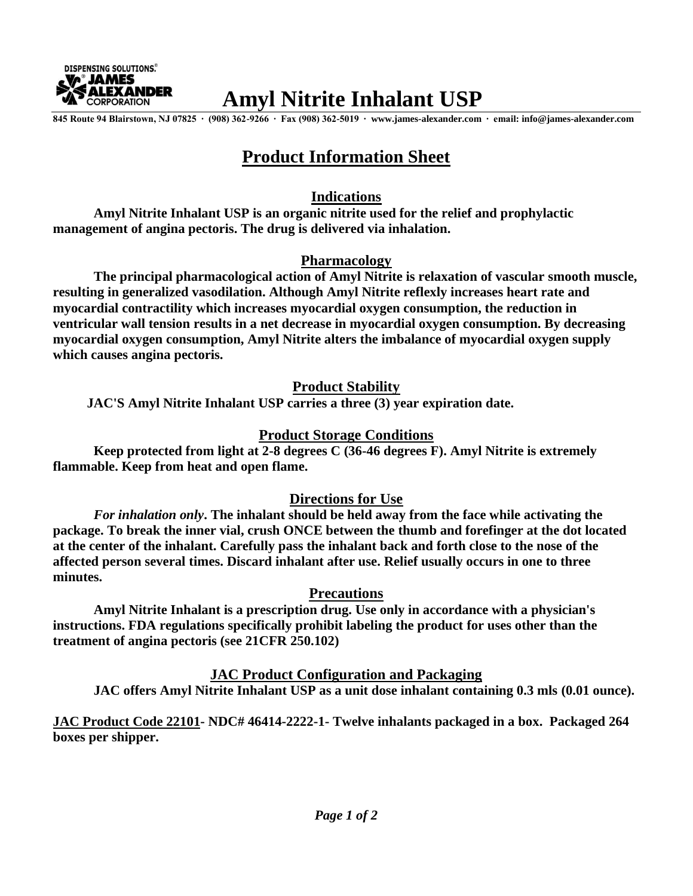# Amyl Nitrite Inhalant USP

**845 Route 94 Blairstown, NJ 07825 · (908) 362-9266 · Fax (908) 362-5019 · www.james-alexander.com · email: info@james-alexander.com**

## Product Information Sheet

### Indications

**Amyl Nitrite Inhalant USP is an organic nitrite used for the relief and prophylactic management of angina pectoris. The drug is delivered via inhalation.**

### Pharmacology

**The principal pharmacological action of Amyl Nitrite is relaxation of vascular smooth muscle, resulting in generalized vasodilation. Although Amyl Nitrite reflexly increases heart rate and myocardial contractility which increases myocardial oxygen consumption, the reduction in ventricular wall tension results in a net decrease in myocardial oxygen consumption. By decreasing myocardial oxygen consumption, Amyl Nitrite alters the imbalance of myocardial oxygen supply which causes angina pectoris.**

### Product Stability

**JAC'S Amyl Nitrite Inhalant USP carries a three (3) year expiration date.**

### Product Storage Conditions

**Keep protected from light at 2-8 degrees C (36-46 degrees F). Amyl Nitrite is extremely flammable. Keep from heat and open flame.**

### Directions for Use

***For inhalation only*. The inhalant should be held away from the face while activating the package. To break the inner vial, crush ONCE between the thumb and forefinger at the dot located at the center of the inhalant. Carefully pass the inhalant back and forth close to the nose of the affected person several times. Discard inhalant after use. Relief usually occurs in one to three minutes.**

### Precautions

**Amyl Nitrite Inhalant is a prescription drug. Use only in accordance with a physician's instructions. FDA regulations specifically prohibit labeling the product for uses other than the treatment of angina pectoris (see 21CFR 250.102)**

### JAC Product Configuration and Packaging

**JAC offers Amyl Nitrite Inhalant USP as a unit dose inhalant containing 0.3 mls (0.01 ounce).**

**JAC Product Code 22101- NDC# 46414-2222-1- Twelve inhalants packaged in a box. Packaged 264 boxes per shipper.**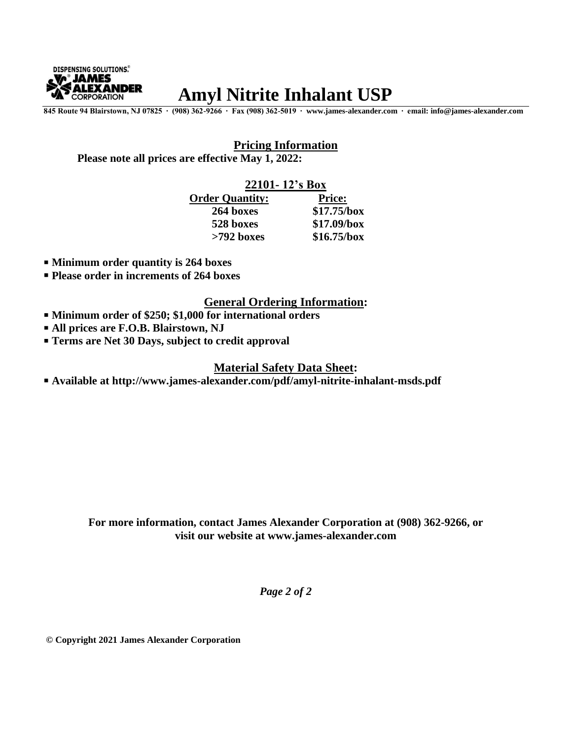# Amyl Nitrite Inhalant USP

**845 Route 94 Blairstown, NJ 07825 · (908) 362-9266 · Fax (908) 362-5019 · www.james-alexander.com · email: info@james-alexander.com**

## Pricing Information

**Please note all prices are effective May 1, 2022:**

**22101- 12's Box**

| Order Quantity: | Price: |
| --- | --- |
| 264 boxes | $17.75/box |
| 528 boxes | $17.09/box |
| >792 boxes | $16.75/box |

- **Minimum order quantity is 264 boxes**
- **Please order in increments of 264 boxes**

## General Ordering Information:

- **Minimum order of $250; $1,000 for international orders**
- **All prices are F.O.B. Blairstown, NJ**
- **Terms are Net 30 Days, subject to credit approval**

## Material Safety Data Sheet:

- **Available at http://www.james-alexander.com/pdf/amyl-nitrite-inhalant-msds.pdf**

**For more information, contact James Alexander Corporation at (908) 362-9266, or visit our website at www.james-alexander.com**

**© Copyright 2021 James Alexander Corporation**